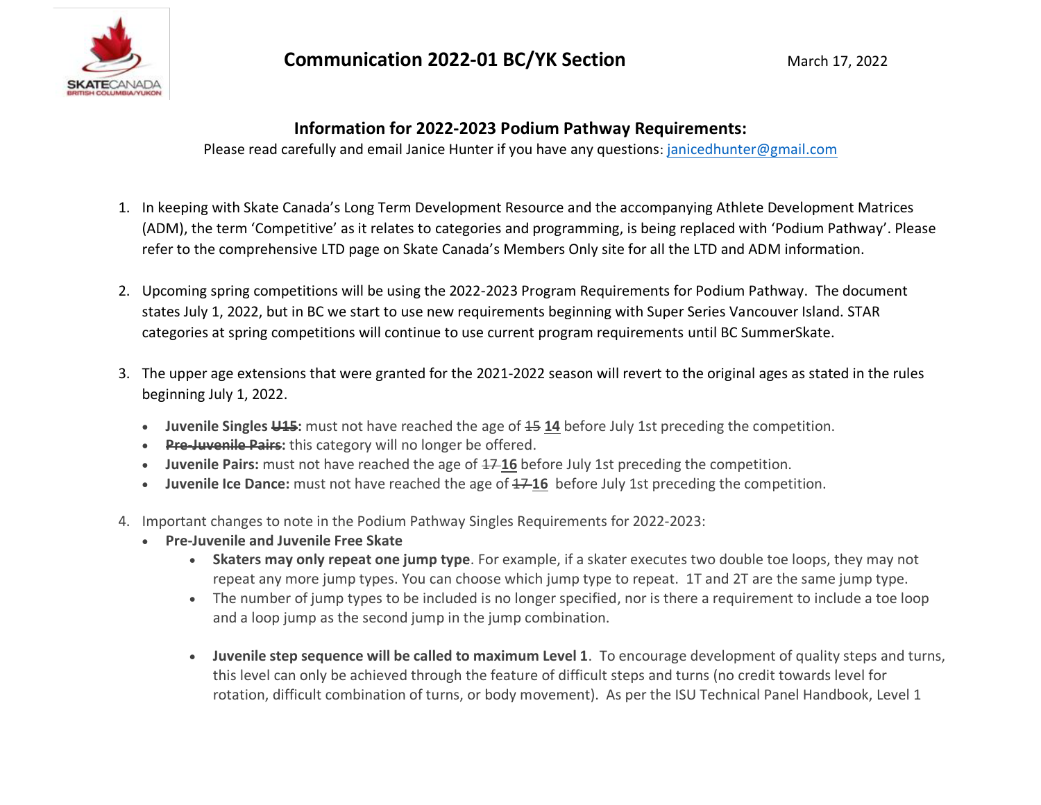# Communication 2022-01 BC/YK Section

March 17, 2022

## Information for 2022-2023 Podium Pathway Requirements:

Please read carefully and email Janice Hunter if you have any questions: janicedhunter@gmail.com

1. In keeping with Skate Canada's Long Term Development Resource and the accompanying Athlete Development Matrices (ADM), the term 'Competitive' as it relates to categories and programming, is being replaced with 'Podium Pathway'. Please refer to the comprehensive LTD page on Skate Canada's Members Only site for all the LTD and ADM information.

2. Upcoming spring competitions will be using the 2022-2023 Program Requirements for Podium Pathway. The document states July 1, 2022, but in BC we start to use new requirements beginning with Super Series Vancouver Island. STAR categories at spring competitions will continue to use current program requirements until BC SummerSkate.

3. The upper age extensions that were granted for the 2021-2022 season will revert to the original ages as stated in the rules beginning July 1, 2022.
   - **Juvenile Singles ~~U15~~:** must not have reached the age of ~~15~~ **14** before July 1st preceding the competition.
   - **~~Pre-Juvenile Pairs~~:** this category will no longer be offered.
   - **Juvenile Pairs:** must not have reached the age of ~~17~~ **16** before July 1st preceding the competition.
   - **Juvenile Ice Dance:** must not have reached the age of ~~17~~ **16** before July 1st preceding the competition.

4. Important changes to note in the Podium Pathway Singles Requirements for 2022-2023:
   - **Pre-Juvenile and Juvenile Free Skate**
     - **Skaters may only repeat one jump type**. For example, if a skater executes two double toe loops, they may not repeat any more jump types. You can choose which jump type to repeat. 1T and 2T are the same jump type.
     - The number of jump types to be included is no longer specified, nor is there a requirement to include a toe loop and a loop jump as the second jump in the jump combination.
     - **Juvenile step sequence will be called to maximum Level 1**. To encourage development of quality steps and turns, this level can only be achieved through the feature of difficult steps and turns (no credit towards level for rotation, difficult combination of turns, or body movement). As per the ISU Technical Panel Handbook, Level 1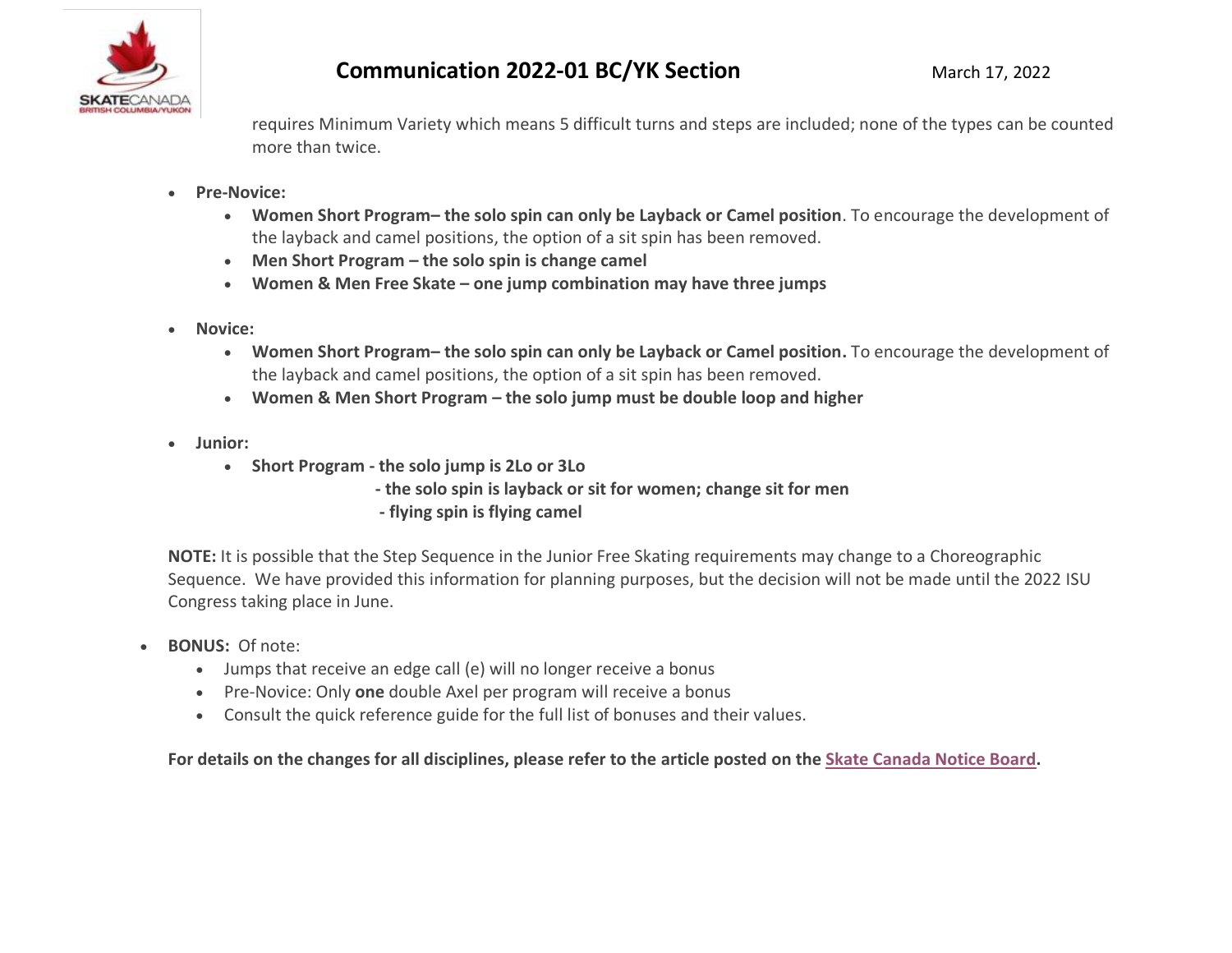requires Minimum Variety which means 5 difficult turns and steps are included; none of the types can be counted more than twice.

- **Pre-Novice:**
  - **Women Short Program– the solo spin can only be Layback or Camel position**. To encourage the development of the layback and camel positions, the option of a sit spin has been removed.
  - **Men Short Program – the solo spin is change camel**
  - **Women & Men Free Skate – one jump combination may have three jumps**

- **Novice:**
  - **Women Short Program– the solo spin can only be Layback or Camel position.** To encourage the development of the layback and camel positions, the option of a sit spin has been removed.
  - **Women & Men Short Program – the solo jump must be double loop and higher**

- **Junior:**
  - **Short Program - the solo jump is 2Lo or 3Lo**
    **- the solo spin is layback or sit for women; change sit for men**
    **- flying spin is flying camel**

**NOTE:** It is possible that the Step Sequence in the Junior Free Skating requirements may change to a Choreographic Sequence. We have provided this information for planning purposes, but the decision will not be made until the 2022 ISU Congress taking place in June.

- **BONUS:** Of note:
  - Jumps that receive an edge call (e) will no longer receive a bonus
  - Pre-Novice: Only **one** double Axel per program will receive a bonus
  - Consult the quick reference guide for the full list of bonuses and their values.

**For details on the changes for all disciplines, please refer to the article posted on the Skate Canada Notice Board.**